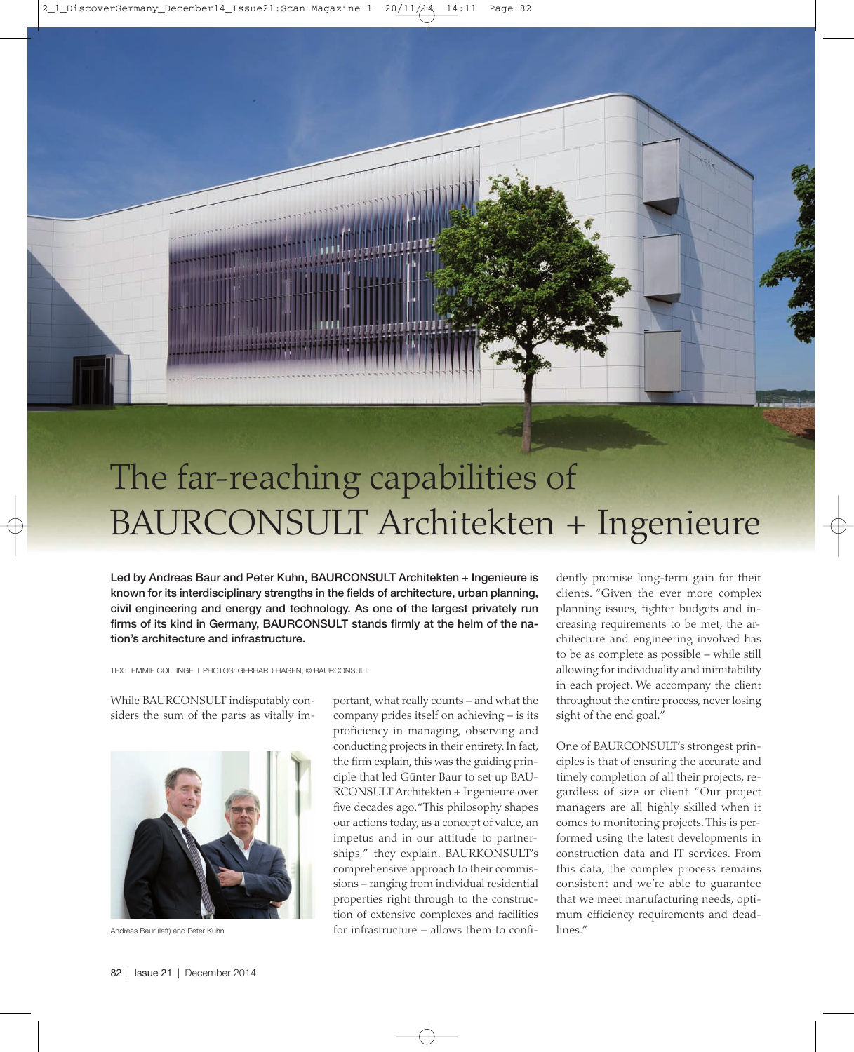# The far-reaching capabilities of BAURCONSULT Architekten + Ingenieure

**Led by Andreas Baur and Peter Kuhn, BAURCONSULT Architekten + Ingenieure is known for its interdisciplinary strengths in the fields of architecture, urban planning, civil engineering and energy and technology. As one of the largest privately run firms of its kind in Germany, BAURCONSULT stands firmly at the helm of the nation's architecture and infrastructure.**

TEXT: EMMIE COLLINGE | PHOTOS: GERHARD HAGEN, © BAURCONSULT

While BAURCONSULT indisputably considers the sum of the parts as vitally important, what really counts – and what the company prides itself on achieving – is its proficiency in managing, observing and conducting projects in their entirety. In fact, the firm explain, this was the guiding principle that led Günter Baur to set up BAURCONSULT Architekten + Ingenieure over five decades ago. "This philosophy shapes our actions today, as a concept of value, an impetus and in our attitude to partnerships," they explain. BAURKONSULT's comprehensive approach to their commissions – ranging from individual residential properties right through to the construction of extensive complexes and facilities for infrastructure – allows them to confidently promise long-term gain for their clients. "Given the ever more complex planning issues, tighter budgets and increasing requirements to be met, the architecture and engineering involved has to be as complete as possible – while still allowing for individuality and inimitability in each project. We accompany the client throughout the entire process, never losing sight of the end goal."

Andreas Baur (left) and Peter Kuhn

One of BAURCONSULT's strongest principles is that of ensuring the accurate and timely completion of all their projects, regardless of size or client. "Our project managers are all highly skilled when it comes to monitoring projects. This is performed using the latest developments in construction data and IT services. From this data, the complex process remains consistent and we're able to guarantee that we meet manufacturing needs, optimum efficiency requirements and deadlines."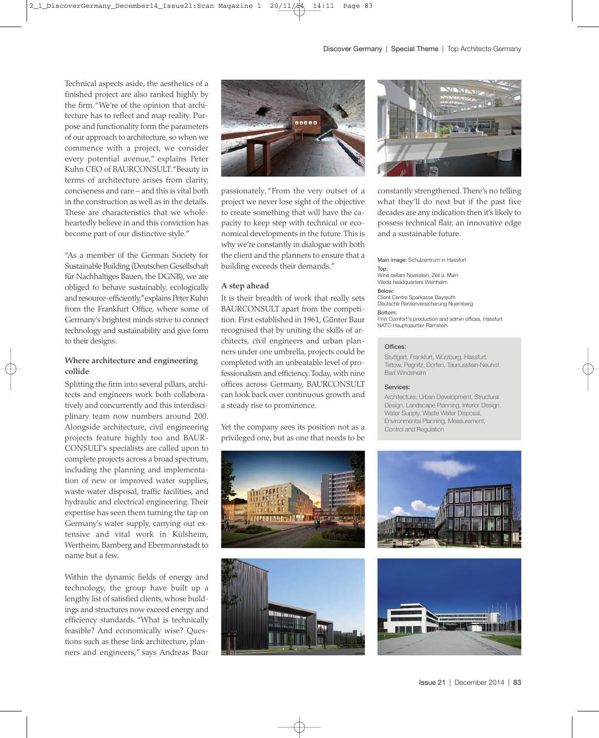Technical aspects aside, the aesthetics of a finished project are also ranked highly by the firm. "We're of the opinion that architecture has to reflect and map reality. Purpose and functionality form the parameters of our approach to architecture, so when we commence with a project, we consider every potential avenue," explains Peter Kuhn CEO of BAURCONSULT. "Beauty in terms of architecture arises from clarity, conciseness and care – and this is vital both in the construction as well as in the details. These are characteristics that we wholeheartedly believe in and this conviction has become part of our distinctive style."

"As a member of the German Society for Sustainable Building (Deutschen Gesellschaft für Nachhaltiges Bauen, the DGNB), we are obliged to behave sustainably, ecologically and resource-efficiently," explains Peter Kuhn from the Frankfurt Office, where some of Germany's brightest minds strive to connect technology and sustainability and give form to their designs.

### Where architecture and engineering collide

Splitting the firm into several pillars, architects and engineers work both collaboratively and concurrently and this interdisciplinary team now numbers around 200. Alongside architecture, civil engineering projects feature highly too and BAURCONSULT's specialists are called upon to complete projects across a broad spectrum, including the planning and implementation of new or improved water supplies, waste water disposal, traffic facilities, and hydraulic and electrical engineering. Their expertise has seen them turning the tap on Germany's water supply, carrying out extensive and vital work in Külsheim, Wertheim, Bamberg and Ebermannstadt to name but a few.

Within the dynamic fields of energy and technology, the group have built up a lengthy list of satisfied clients, whose buildings and structures now exceed energy and efficiency standards. "What is technically feasible? And economically wise? Questions such as these link architecture, planners and engineers," says Andreas Baur passionately. "From the very outset of a project we never lose sight of the objective to create something that will have the capacity to keep step with technical or economical developments in the future. This is why we're constantly in dialogue with both the client and the planners to ensure that a building exceeds their demands."

### A step ahead

It is their breadth of work that really sets BAURCONSULT apart from the competition. First established in 1961, Günter Baur recognised that by uniting the skills of architects, civil engineers and urban planners under one umbrella, projects could be completed with an unbeatable level of professionalism and efficiency. Today, with nine offices across Germany, BAURCONSULT can look back over continuous growth and a steady rise to prominence.

Yet the company sees its position not as a privileged one, but as one that needs to be constantly strengthened. There's no telling what they'll do next but if the past five decades are any indication then it's likely to possess technical flair, an innovative edge and a sustainable future.

Main image: Schulzentrum in Hassfurt
Top:
Wine cellars Nuesslein, Zeil a. Main
Vileda headquarters Weinheim
Below:
Client Centre Sparkasse Bayreuth
Deutsche Rentenversicherung Nuernberg
Bottom:
Finn Comfort's production and admin offices, Hassfurt
NATO Hauptqaurtier Ramstein

**Offices:**

Stuttgart, Frankfurt, Würzburg, Hassfurt, Teltow, Pegnitz, Dorfen, Taunusstein-Neuhof, Bad Windsheim

**Services:**

Architecture, Urban Development, Structural Design, Landscape Planning, Interior Design, Water Supply, Waste Water Disposal, Environmental Planning, Measurement, Control and Regulation